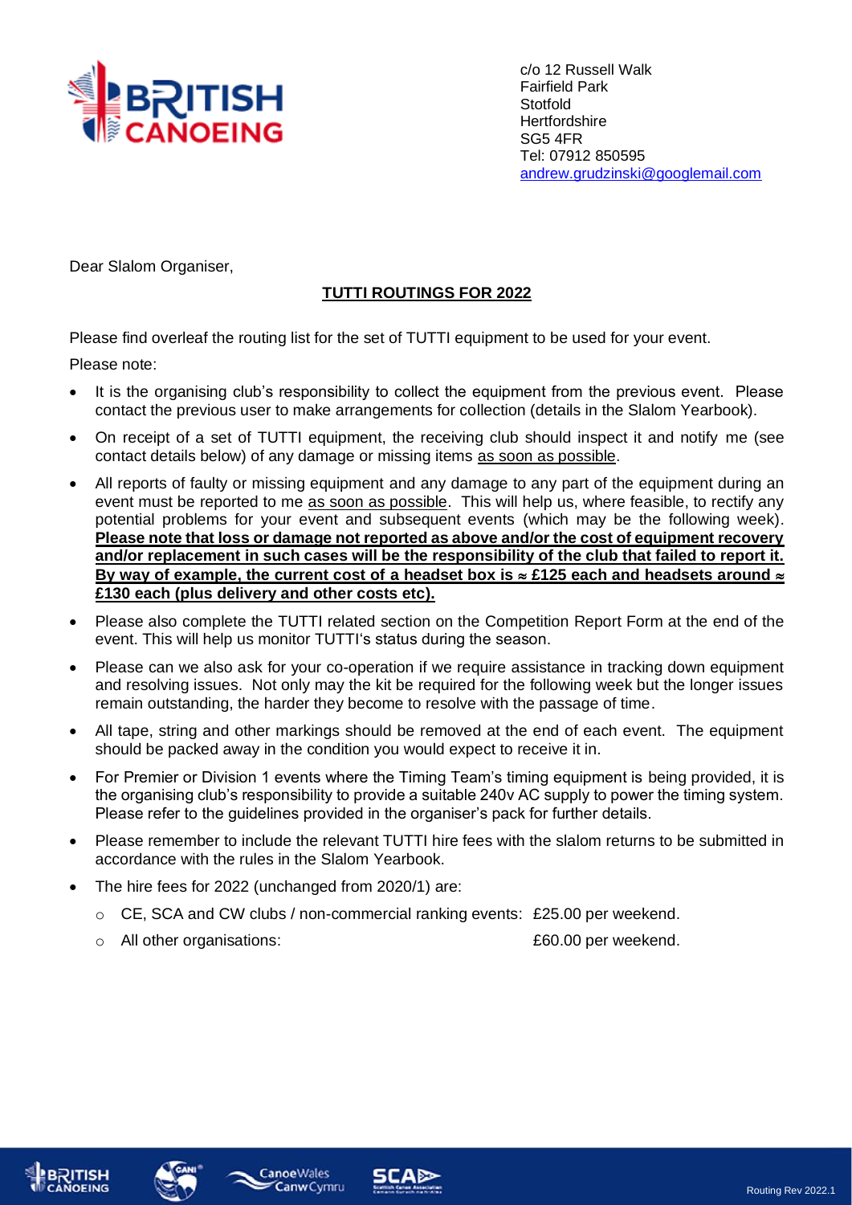c/o 12 Russell Walk
Fairfield Park
Stotfold
Hertfordshire
SG5 4FR
Tel: 07912 850595
andrew.grudzinski@googlemail.com

Dear Slalom Organiser,

## TUTTI ROUTINGS FOR 2022

Please find overleaf the routing list for the set of TUTTI equipment to be used for your event.

Please note:

- It is the organising club's responsibility to collect the equipment from the previous event. Please contact the previous user to make arrangements for collection (details in the Slalom Yearbook).
- On receipt of a set of TUTTI equipment, the receiving club should inspect it and notify me (see contact details below) of any damage or missing items as soon as possible.
- All reports of faulty or missing equipment and any damage to any part of the equipment during an event must be reported to me as soon as possible. This will help us, where feasible, to rectify any potential problems for your event and subsequent events (which may be the following week). **Please note that loss or damage not reported as above and/or the cost of equipment recovery and/or replacement in such cases will be the responsibility of the club that failed to report it. By way of example, the current cost of a headset box is ≈ £125 each and headsets around ≈ £130 each (plus delivery and other costs etc).**
- Please also complete the TUTTI related section on the Competition Report Form at the end of the event. This will help us monitor TUTTI's status during the season.
- Please can we also ask for your co-operation if we require assistance in tracking down equipment and resolving issues. Not only may the kit be required for the following week but the longer issues remain outstanding, the harder they become to resolve with the passage of time.
- All tape, string and other markings should be removed at the end of each event. The equipment should be packed away in the condition you would expect to receive it in.
- For Premier or Division 1 events where the Timing Team's timing equipment is being provided, it is the organising club's responsibility to provide a suitable 240v AC supply to power the timing system. Please refer to the guidelines provided in the organiser's pack for further details.
- Please remember to include the relevant TUTTI hire fees with the slalom returns to be submitted in accordance with the rules in the Slalom Yearbook.
- The hire fees for 2022 (unchanged from 2020/1) are:
  - CE, SCA and CW clubs / non-commercial ranking events: £25.00 per weekend.
  - All other organisations: £60.00 per weekend.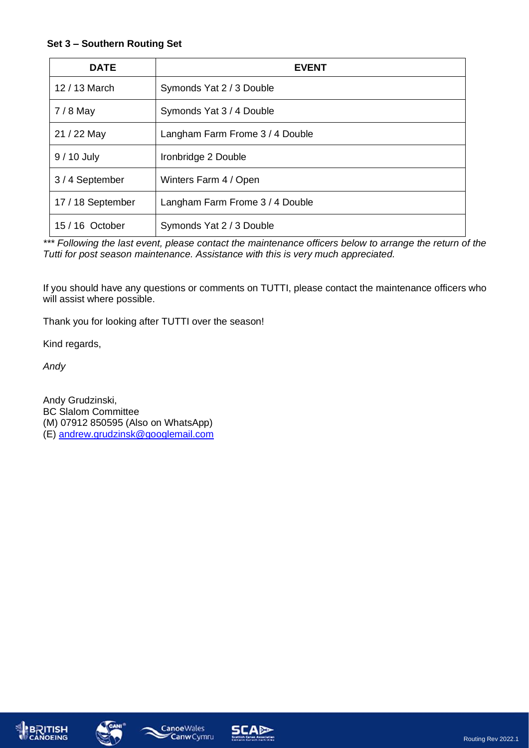**Set 3 – Southern Routing Set**

| DATE | EVENT |
|---|---|
| 12 / 13 March | Symonds Yat 2 / 3 Double |
| 7 / 8 May | Symonds Yat 3 / 4 Double |
| 21 / 22 May | Langham Farm Frome 3 / 4 Double |
| 9 / 10 July | Ironbridge 2 Double |
| 3 / 4 September | Winters Farm 4 / Open |
| 17 / 18 September | Langham Farm Frome 3 / 4 Double |
| 15 / 16 October | Symonds Yat 2 / 3 Double |

*\*\*\* Following the last event, please contact the maintenance officers below to arrange the return of the Tutti for post season maintenance. Assistance with this is very much appreciated.*

If you should have any questions or comments on TUTTI, please contact the maintenance officers who will assist where possible.

Thank you for looking after TUTTI over the season!

Kind regards,

*Andy*

Andy Grudzinski,
BC Slalom Committee
(M) 07912 850595 (Also on WhatsApp)
(E) andrew.grudzinsk@googlemail.com